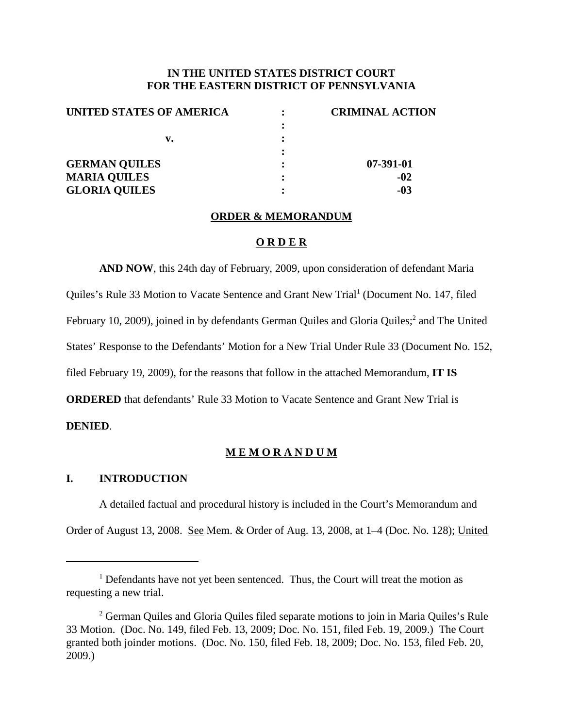**IN THE UNITED STATES DISTRICT COURT**
**FOR THE EASTERN DISTRICT OF PENNSYLVANIA**

| | | |
|---|---|---|
| **UNITED STATES OF AMERICA** | : | **CRIMINAL ACTION** |
| | : | |
| **v.** | : | |
| | : | |
| **GERMAN QUILES** | : | **07-391-01** |
| **MARIA QUILES** | : | **-02** |
| **GLORIA QUILES** | : | **-03** |

**ORDER & MEMORANDUM**

**O R D E R**

**AND NOW**, this 24th day of February, 2009, upon consideration of defendant Maria Quiles's Rule 33 Motion to Vacate Sentence and Grant New Trial[1] (Document No. 147, filed February 10, 2009), joined in by defendants German Quiles and Gloria Quiles;[2] and The United States' Response to the Defendants' Motion for a New Trial Under Rule 33 (Document No. 152, filed February 19, 2009), for the reasons that follow in the attached Memorandum, **IT IS ORDERED** that defendants' Rule 33 Motion to Vacate Sentence and Grant New Trial is **DENIED**.

**M E M O R A N D U M**

## I. INTRODUCTION

A detailed factual and procedural history is included in the Court's Memorandum and Order of August 13, 2008. See Mem. & Order of Aug. 13, 2008, at 1–4 (Doc. No. 128); United

---

[1] Defendants have not yet been sentenced. Thus, the Court will treat the motion as requesting a new trial.

[2] German Quiles and Gloria Quiles filed separate motions to join in Maria Quiles's Rule 33 Motion. (Doc. No. 149, filed Feb. 13, 2009; Doc. No. 151, filed Feb. 19, 2009.) The Court granted both joinder motions. (Doc. No. 150, filed Feb. 18, 2009; Doc. No. 153, filed Feb. 20, 2009.)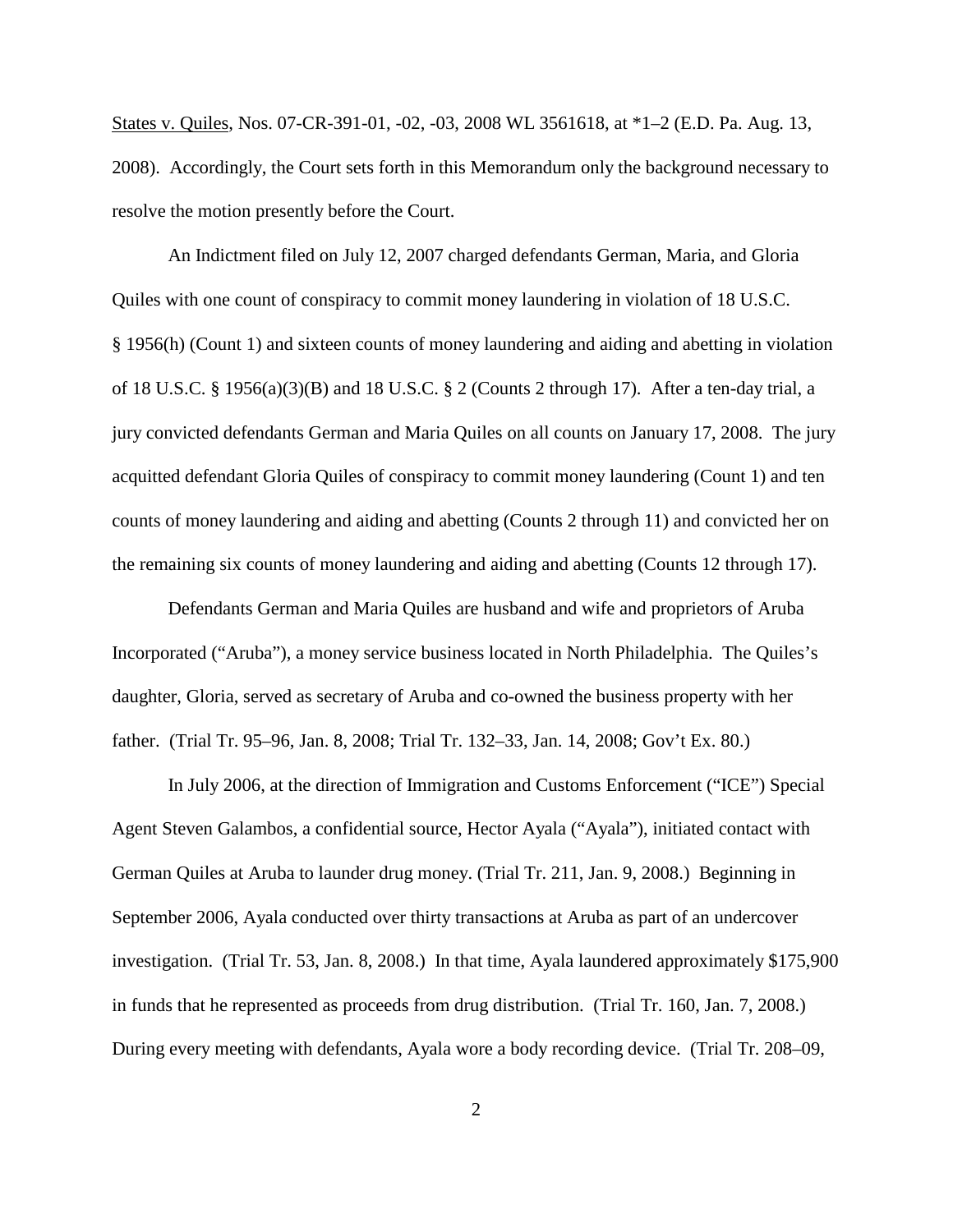States v. Quiles, Nos. 07-CR-391-01, -02, -03, 2008 WL 3561618, at *1–2 (E.D. Pa. Aug. 13, 2008). Accordingly, the Court sets forth in this Memorandum only the background necessary to resolve the motion presently before the Court.

An Indictment filed on July 12, 2007 charged defendants German, Maria, and Gloria Quiles with one count of conspiracy to commit money laundering in violation of 18 U.S.C. § 1956(h) (Count 1) and sixteen counts of money laundering and aiding and abetting in violation of 18 U.S.C. § 1956(a)(3)(B) and 18 U.S.C. § 2 (Counts 2 through 17). After a ten-day trial, a jury convicted defendants German and Maria Quiles on all counts on January 17, 2008. The jury acquitted defendant Gloria Quiles of conspiracy to commit money laundering (Count 1) and ten counts of money laundering and aiding and abetting (Counts 2 through 11) and convicted her on the remaining six counts of money laundering and aiding and abetting (Counts 12 through 17).

Defendants German and Maria Quiles are husband and wife and proprietors of Aruba Incorporated ("Aruba"), a money service business located in North Philadelphia. The Quiles's daughter, Gloria, served as secretary of Aruba and co-owned the business property with her father. (Trial Tr. 95–96, Jan. 8, 2008; Trial Tr. 132–33, Jan. 14, 2008; Gov't Ex. 80.)

In July 2006, at the direction of Immigration and Customs Enforcement ("ICE") Special Agent Steven Galambos, a confidential source, Hector Ayala ("Ayala"), initiated contact with German Quiles at Aruba to launder drug money. (Trial Tr. 211, Jan. 9, 2008.) Beginning in September 2006, Ayala conducted over thirty transactions at Aruba as part of an undercover investigation. (Trial Tr. 53, Jan. 8, 2008.) In that time, Ayala laundered approximately $175,900 in funds that he represented as proceeds from drug distribution. (Trial Tr. 160, Jan. 7, 2008.) During every meeting with defendants, Ayala wore a body recording device. (Trial Tr. 208–09,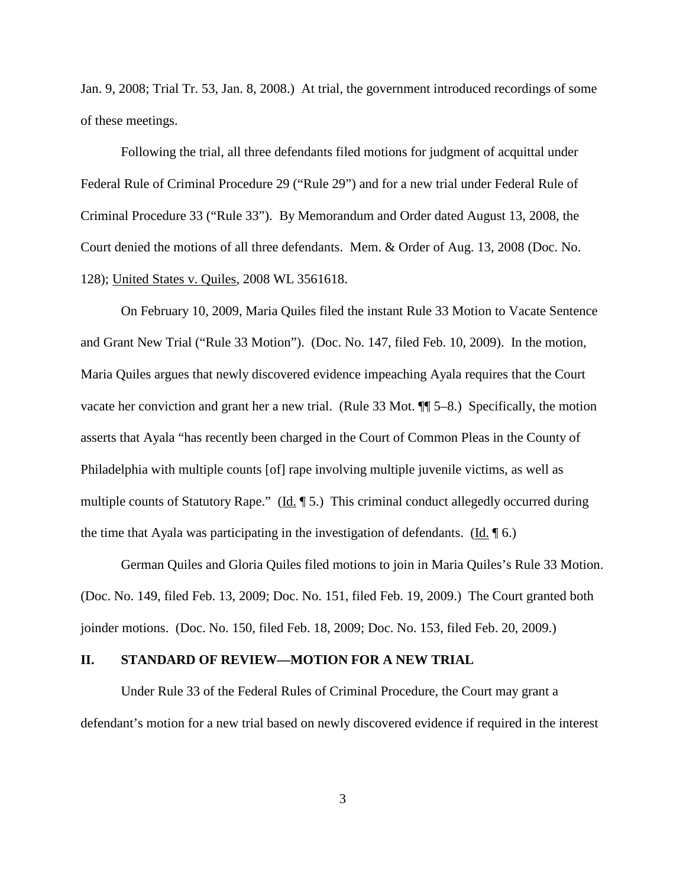Jan. 9, 2008; Trial Tr. 53, Jan. 8, 2008.) At trial, the government introduced recordings of some of these meetings.

Following the trial, all three defendants filed motions for judgment of acquittal under Federal Rule of Criminal Procedure 29 ("Rule 29") and for a new trial under Federal Rule of Criminal Procedure 33 ("Rule 33"). By Memorandum and Order dated August 13, 2008, the Court denied the motions of all three defendants. Mem. & Order of Aug. 13, 2008 (Doc. No. 128); United States v. Quiles, 2008 WL 3561618.

On February 10, 2009, Maria Quiles filed the instant Rule 33 Motion to Vacate Sentence and Grant New Trial ("Rule 33 Motion"). (Doc. No. 147, filed Feb. 10, 2009). In the motion, Maria Quiles argues that newly discovered evidence impeaching Ayala requires that the Court vacate her conviction and grant her a new trial. (Rule 33 Mot. ¶¶ 5–8.) Specifically, the motion asserts that Ayala "has recently been charged in the Court of Common Pleas in the County of Philadelphia with multiple counts [of] rape involving multiple juvenile victims, as well as multiple counts of Statutory Rape." (Id. ¶ 5.) This criminal conduct allegedly occurred during the time that Ayala was participating in the investigation of defendants. (Id. ¶ 6.)

German Quiles and Gloria Quiles filed motions to join in Maria Quiles's Rule 33 Motion. (Doc. No. 149, filed Feb. 13, 2009; Doc. No. 151, filed Feb. 19, 2009.) The Court granted both joinder motions. (Doc. No. 150, filed Feb. 18, 2009; Doc. No. 153, filed Feb. 20, 2009.)

## II. STANDARD OF REVIEW—MOTION FOR A NEW TRIAL

Under Rule 33 of the Federal Rules of Criminal Procedure, the Court may grant a defendant's motion for a new trial based on newly discovered evidence if required in the interest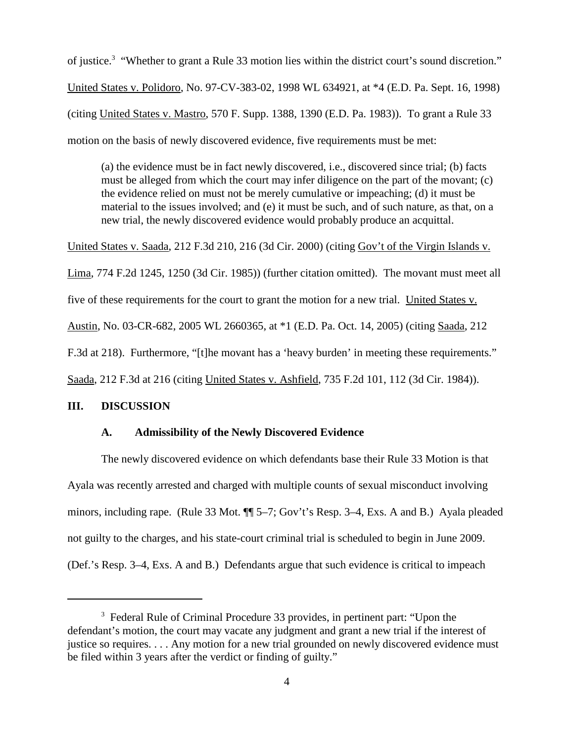of justice.[3] "Whether to grant a Rule 33 motion lies within the district court's sound discretion." United States v. Polidoro, No. 97-CV-383-02, 1998 WL 634921, at *4 (E.D. Pa. Sept. 16, 1998) (citing United States v. Mastro, 570 F. Supp. 1388, 1390 (E.D. Pa. 1983)). To grant a Rule 33 motion on the basis of newly discovered evidence, five requirements must be met:

> (a) the evidence must be in fact newly discovered, i.e., discovered since trial; (b) facts must be alleged from which the court may infer diligence on the part of the movant; (c) the evidence relied on must not be merely cumulative or impeaching; (d) it must be material to the issues involved; and (e) it must be such, and of such nature, as that, on a new trial, the newly discovered evidence would probably produce an acquittal.

United States v. Saada, 212 F.3d 210, 216 (3d Cir. 2000) (citing Gov't of the Virgin Islands v. Lima, 774 F.2d 1245, 1250 (3d Cir. 1985)) (further citation omitted). The movant must meet all five of these requirements for the court to grant the motion for a new trial. United States v. Austin, No. 03-CR-682, 2005 WL 2660365, at *1 (E.D. Pa. Oct. 14, 2005) (citing Saada, 212 F.3d at 218). Furthermore, "[t]he movant has a 'heavy burden' in meeting these requirements." Saada, 212 F.3d at 216 (citing United States v. Ashfield, 735 F.2d 101, 112 (3d Cir. 1984)).

## III. DISCUSSION

### A. Admissibility of the Newly Discovered Evidence

The newly discovered evidence on which defendants base their Rule 33 Motion is that Ayala was recently arrested and charged with multiple counts of sexual misconduct involving minors, including rape. (Rule 33 Mot. ¶¶ 5–7; Gov't's Resp. 3–4, Exs. A and B.) Ayala pleaded not guilty to the charges, and his state-court criminal trial is scheduled to begin in June 2009. (Def.'s Resp. 3–4, Exs. A and B.) Defendants argue that such evidence is critical to impeach

---

[3] Federal Rule of Criminal Procedure 33 provides, in pertinent part: "Upon the defendant's motion, the court may vacate any judgment and grant a new trial if the interest of justice so requires. . . . Any motion for a new trial grounded on newly discovered evidence must be filed within 3 years after the verdict or finding of guilty."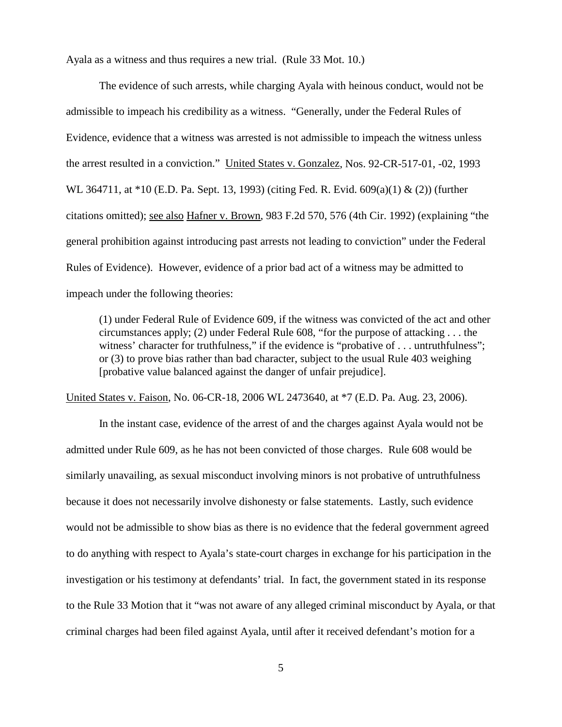Ayala as a witness and thus requires a new trial. (Rule 33 Mot. 10.)

The evidence of such arrests, while charging Ayala with heinous conduct, would not be admissible to impeach his credibility as a witness. "Generally, under the Federal Rules of Evidence, evidence that a witness was arrested is not admissible to impeach the witness unless the arrest resulted in a conviction." United States v. Gonzalez, Nos. 92-CR-517-01, -02, 1993 WL 364711, at *10 (E.D. Pa. Sept. 13, 1993) (citing Fed. R. Evid. 609(a)(1) & (2)) (further citations omitted); see also Hafner v. Brown, 983 F.2d 570, 576 (4th Cir. 1992) (explaining "the general prohibition against introducing past arrests not leading to conviction" under the Federal Rules of Evidence). However, evidence of a prior bad act of a witness may be admitted to impeach under the following theories:

> (1) under Federal Rule of Evidence 609, if the witness was convicted of the act and other circumstances apply; (2) under Federal Rule 608, "for the purpose of attacking . . . the witness' character for truthfulness," if the evidence is "probative of . . . untruthfulness"; or (3) to prove bias rather than bad character, subject to the usual Rule 403 weighing [probative value balanced against the danger of unfair prejudice].

United States v. Faison, No. 06-CR-18, 2006 WL 2473640, at *7 (E.D. Pa. Aug. 23, 2006).

In the instant case, evidence of the arrest of and the charges against Ayala would not be admitted under Rule 609, as he has not been convicted of those charges. Rule 608 would be similarly unavailing, as sexual misconduct involving minors is not probative of untruthfulness because it does not necessarily involve dishonesty or false statements. Lastly, such evidence would not be admissible to show bias as there is no evidence that the federal government agreed to do anything with respect to Ayala's state-court charges in exchange for his participation in the investigation or his testimony at defendants' trial. In fact, the government stated in its response to the Rule 33 Motion that it "was not aware of any alleged criminal misconduct by Ayala, or that criminal charges had been filed against Ayala, until after it received defendant's motion for a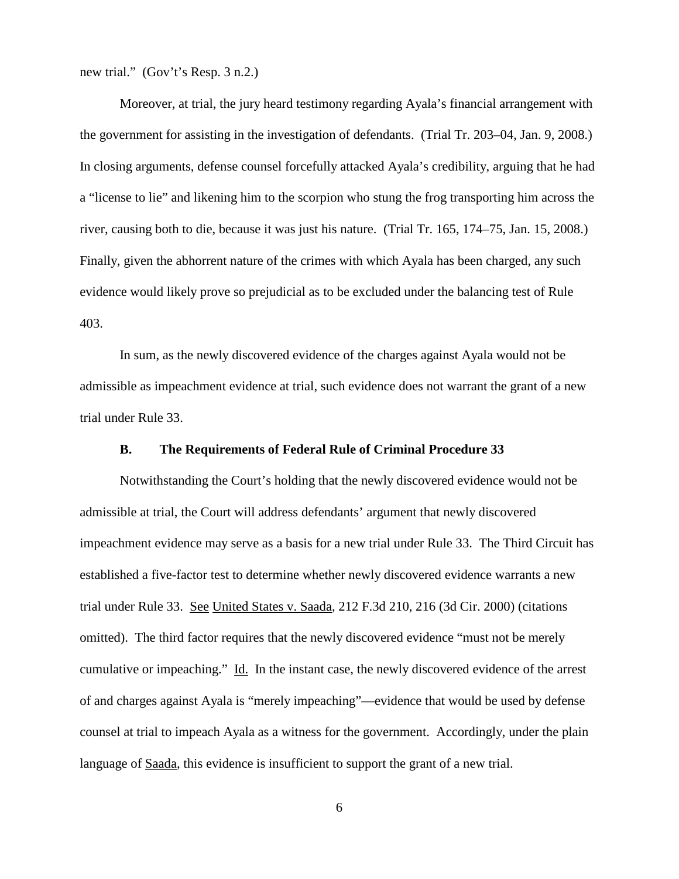new trial." (Gov't's Resp. 3 n.2.)

Moreover, at trial, the jury heard testimony regarding Ayala's financial arrangement with the government for assisting in the investigation of defendants. (Trial Tr. 203–04, Jan. 9, 2008.) In closing arguments, defense counsel forcefully attacked Ayala's credibility, arguing that he had a "license to lie" and likening him to the scorpion who stung the frog transporting him across the river, causing both to die, because it was just his nature. (Trial Tr. 165, 174–75, Jan. 15, 2008.) Finally, given the abhorrent nature of the crimes with which Ayala has been charged, any such evidence would likely prove so prejudicial as to be excluded under the balancing test of Rule 403.

In sum, as the newly discovered evidence of the charges against Ayala would not be admissible as impeachment evidence at trial, such evidence does not warrant the grant of a new trial under Rule 33.

### B. The Requirements of Federal Rule of Criminal Procedure 33

Notwithstanding the Court's holding that the newly discovered evidence would not be admissible at trial, the Court will address defendants' argument that newly discovered impeachment evidence may serve as a basis for a new trial under Rule 33. The Third Circuit has established a five-factor test to determine whether newly discovered evidence warrants a new trial under Rule 33. See United States v. Saada, 212 F.3d 210, 216 (3d Cir. 2000) (citations omitted). The third factor requires that the newly discovered evidence "must not be merely cumulative or impeaching." Id. In the instant case, the newly discovered evidence of the arrest of and charges against Ayala is "merely impeaching"—evidence that would be used by defense counsel at trial to impeach Ayala as a witness for the government. Accordingly, under the plain language of Saada, this evidence is insufficient to support the grant of a new trial.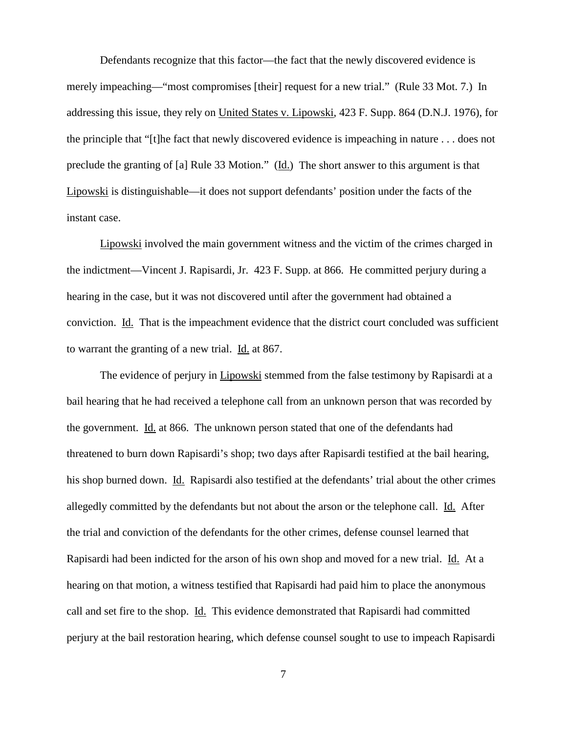Defendants recognize that this factor—the fact that the newly discovered evidence is merely impeaching—"most compromises [their] request for a new trial." (Rule 33 Mot. 7.) In addressing this issue, they rely on United States v. Lipowski, 423 F. Supp. 864 (D.N.J. 1976), for the principle that "[t]he fact that newly discovered evidence is impeaching in nature . . . does not preclude the granting of [a] Rule 33 Motion." (Id.) The short answer to this argument is that Lipowski is distinguishable—it does not support defendants' position under the facts of the instant case.

Lipowski involved the main government witness and the victim of the crimes charged in the indictment—Vincent J. Rapisardi, Jr. 423 F. Supp. at 866. He committed perjury during a hearing in the case, but it was not discovered until after the government had obtained a conviction. Id. That is the impeachment evidence that the district court concluded was sufficient to warrant the granting of a new trial. Id. at 867.

The evidence of perjury in Lipowski stemmed from the false testimony by Rapisardi at a bail hearing that he had received a telephone call from an unknown person that was recorded by the government. Id. at 866. The unknown person stated that one of the defendants had threatened to burn down Rapisardi's shop; two days after Rapisardi testified at the bail hearing, his shop burned down. Id. Rapisardi also testified at the defendants' trial about the other crimes allegedly committed by the defendants but not about the arson or the telephone call. Id. After the trial and conviction of the defendants for the other crimes, defense counsel learned that Rapisardi had been indicted for the arson of his own shop and moved for a new trial. Id. At a hearing on that motion, a witness testified that Rapisardi had paid him to place the anonymous call and set fire to the shop. Id. This evidence demonstrated that Rapisardi had committed perjury at the bail restoration hearing, which defense counsel sought to use to impeach Rapisardi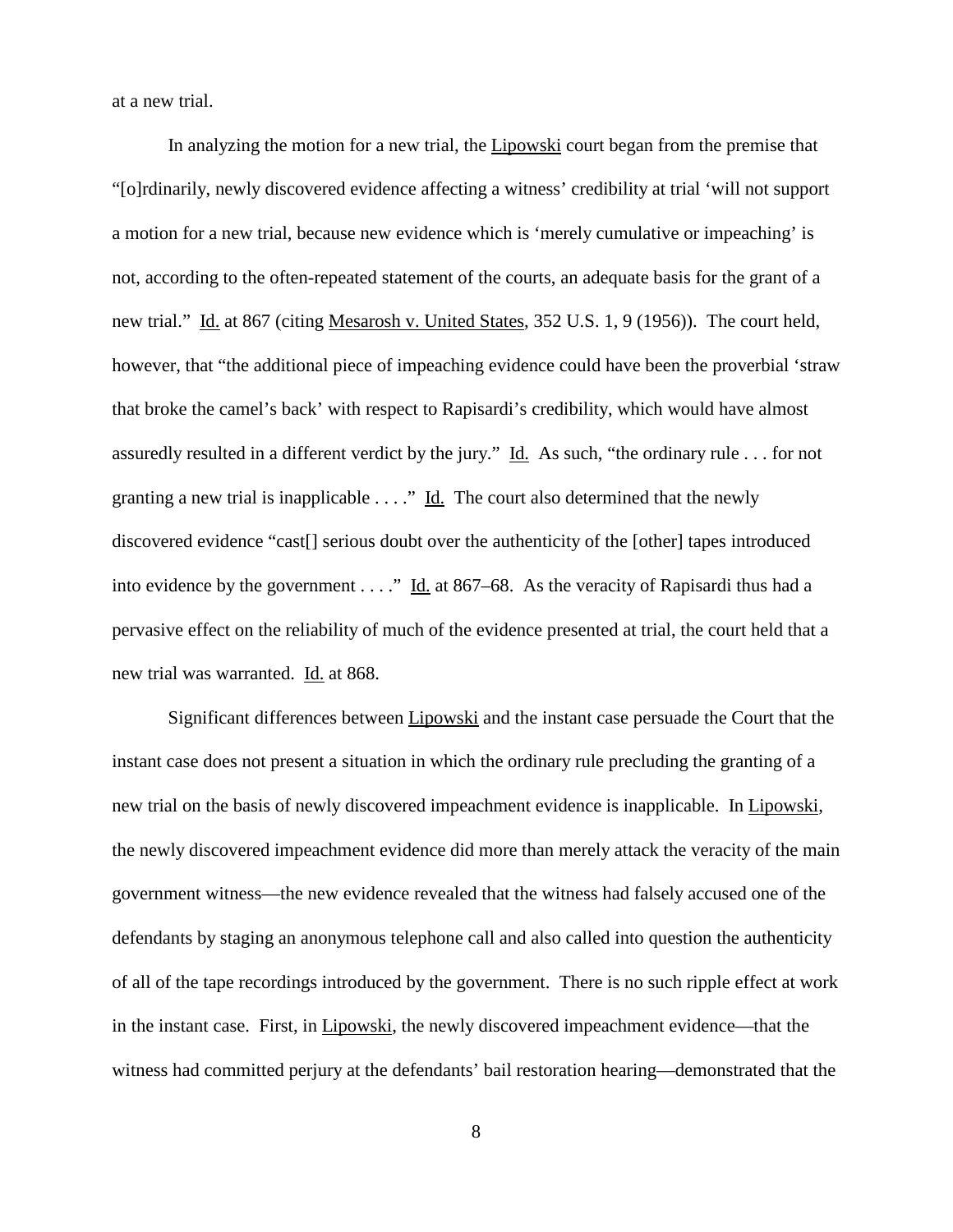at a new trial.

In analyzing the motion for a new trial, the Lipowski court began from the premise that "[o]rdinarily, newly discovered evidence affecting a witness' credibility at trial 'will not support a motion for a new trial, because new evidence which is 'merely cumulative or impeaching' is not, according to the often-repeated statement of the courts, an adequate basis for the grant of a new trial." Id. at 867 (citing Mesarosh v. United States, 352 U.S. 1, 9 (1956)). The court held, however, that "the additional piece of impeaching evidence could have been the proverbial 'straw that broke the camel's back' with respect to Rapisardi's credibility, which would have almost assuredly resulted in a different verdict by the jury." Id. As such, "the ordinary rule . . . for not granting a new trial is inapplicable . . . ." Id. The court also determined that the newly discovered evidence "cast[] serious doubt over the authenticity of the [other] tapes introduced into evidence by the government . . . ." Id. at 867–68. As the veracity of Rapisardi thus had a pervasive effect on the reliability of much of the evidence presented at trial, the court held that a new trial was warranted. Id. at 868.

Significant differences between Lipowski and the instant case persuade the Court that the instant case does not present a situation in which the ordinary rule precluding the granting of a new trial on the basis of newly discovered impeachment evidence is inapplicable. In Lipowski, the newly discovered impeachment evidence did more than merely attack the veracity of the main government witness—the new evidence revealed that the witness had falsely accused one of the defendants by staging an anonymous telephone call and also called into question the authenticity of all of the tape recordings introduced by the government. There is no such ripple effect at work in the instant case. First, in Lipowski, the newly discovered impeachment evidence—that the witness had committed perjury at the defendants' bail restoration hearing—demonstrated that the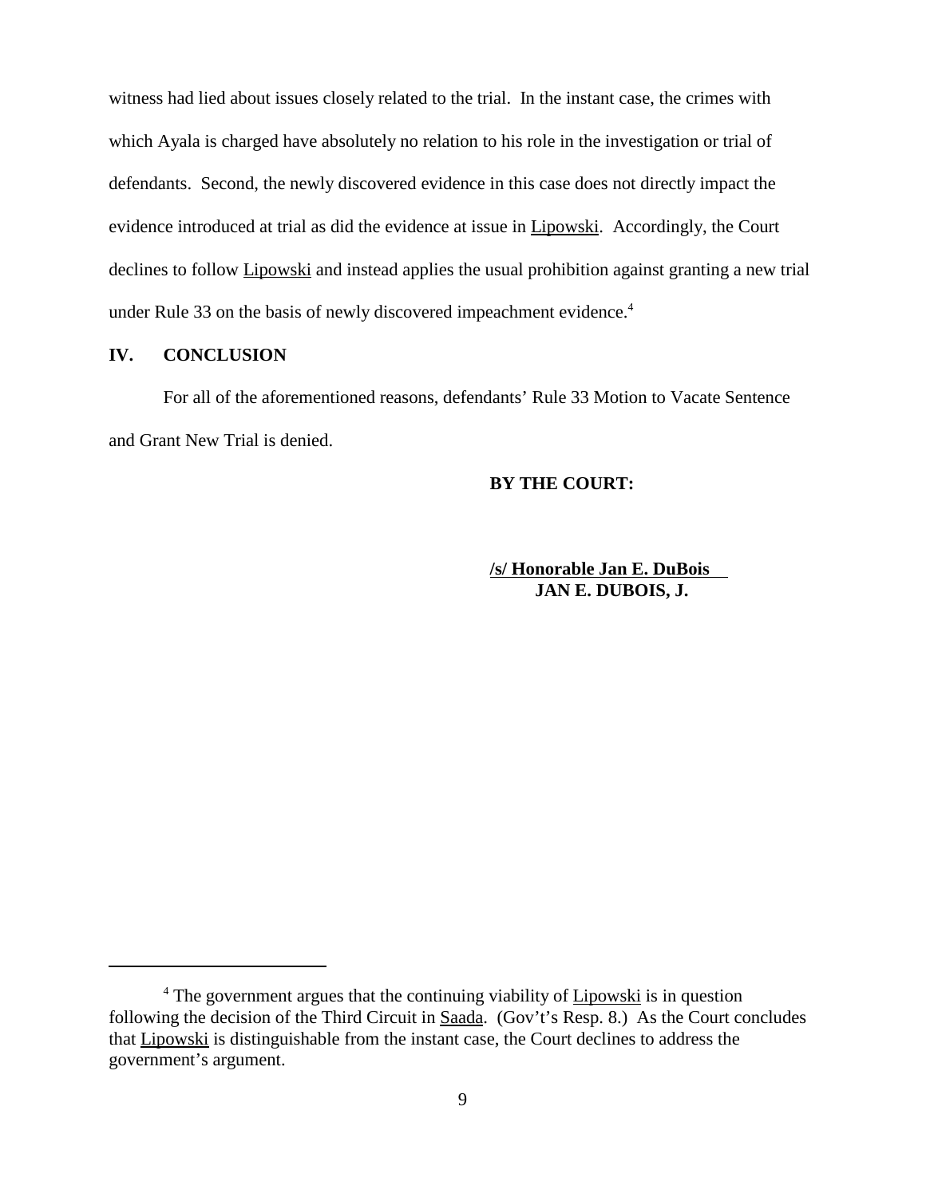witness had lied about issues closely related to the trial. In the instant case, the crimes with which Ayala is charged have absolutely no relation to his role in the investigation or trial of defendants. Second, the newly discovered evidence in this case does not directly impact the evidence introduced at trial as did the evidence at issue in Lipowski. Accordingly, the Court declines to follow Lipowski and instead applies the usual prohibition against granting a new trial under Rule 33 on the basis of newly discovered impeachment evidence.[4]

## IV. CONCLUSION

For all of the aforementioned reasons, defendants' Rule 33 Motion to Vacate Sentence and Grant New Trial is denied.

**BY THE COURT:**

**/s/ Honorable Jan E. DuBois**
**JAN E. DUBOIS, J.**

---

[4] The government argues that the continuing viability of Lipowski is in question following the decision of the Third Circuit in Saada. (Gov't's Resp. 8.) As the Court concludes that Lipowski is distinguishable from the instant case, the Court declines to address the government's argument.